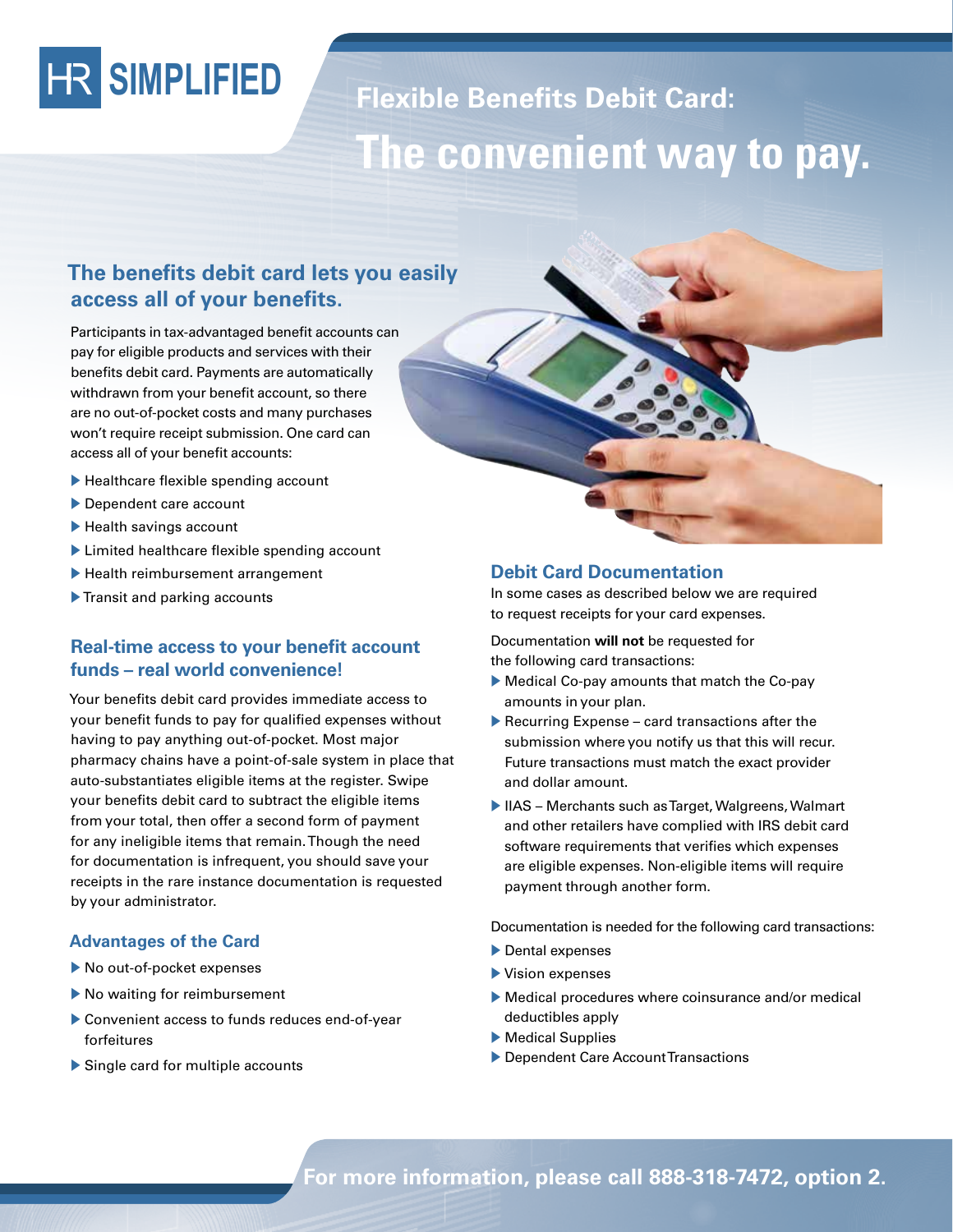HR SIMPLIFIED

# Flexible Benefits Debit Card: The convenient way to pay.

## The benefits debit card lets you easily access all of your benefits.

Participants in tax-advantaged benefit accounts can pay for eligible products and services with their benefits debit card. Payments are automatically withdrawn from your benefit account, so there are no out-of-pocket costs and many purchases won't require receipt submission. One card can access all of your benefit accounts:

- Healthcare flexible spending account
- Dependent care account
- Health savings account
- Limited healthcare flexible spending account
- Health reimbursement arrangement
- Transit and parking accounts

## Real-time access to your benefit account funds – real world convenience!

Your benefits debit card provides immediate access to your benefit funds to pay for qualified expenses without having to pay anything out-of-pocket. Most major pharmacy chains have a point-of-sale system in place that auto-substantiates eligible items at the register. Swipe your benefits debit card to subtract the eligible items from your total, then offer a second form of payment for any ineligible items that remain. Though the need for documentation is infrequent, you should save your receipts in the rare instance documentation is requested by your administrator.

### Advantages of the Card

- No out-of-pocket expenses
- No waiting for reimbursement
- Convenient access to funds reduces end-of-year forfeitures
- Single card for multiple accounts

## Debit Card Documentation

In some cases as described below we are required to request receipts for your card expenses.

Documentation **will not** be requested for the following card transactions:

- Medical Co-pay amounts that match the Co-pay amounts in your plan.
- Recurring Expense – card transactions after the submission where you notify us that this will recur. Future transactions must match the exact provider and dollar amount.
- IIAS – Merchants such as Target, Walgreens, Walmart and other retailers have complied with IRS debit card software requirements that verifies which expenses are eligible expenses. Non-eligible items will require payment through another form.

Documentation is needed for the following card transactions:

- Dental expenses
- Vision expenses
- Medical procedures where coinsurance and/or medical deductibles apply
- Medical Supplies
- Dependent Care Account Transactions

**For more information, please call 888-318-7472, option 2.**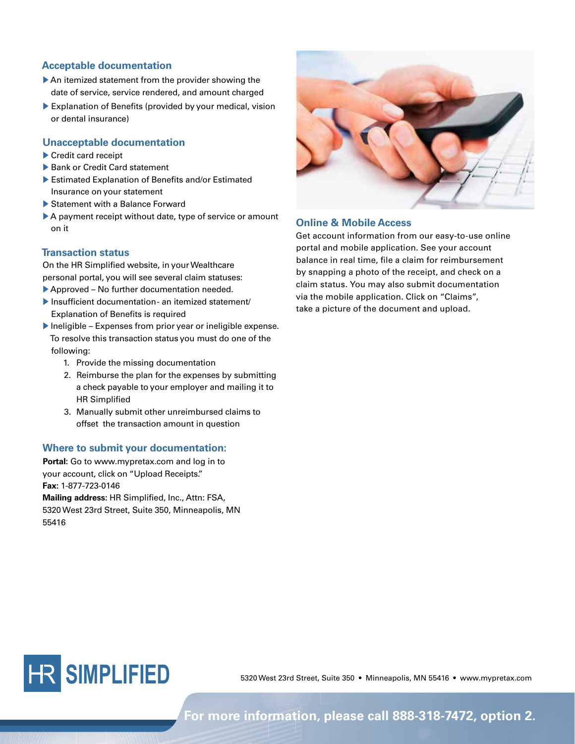## Acceptable documentation

- An itemized statement from the provider showing the date of service, service rendered, and amount charged
- Explanation of Benefits (provided by your medical, vision or dental insurance)

## Unacceptable documentation

- Credit card receipt
- Bank or Credit Card statement
- Estimated Explanation of Benefits and/or Estimated Insurance on your statement
- Statement with a Balance Forward
- A payment receipt without date, type of service or amount on it

## Transaction status

On the HR Simplified website, in your Wealthcare personal portal, you will see several claim statuses:

- Approved – No further documentation needed.
- Insufficient documentation- an itemized statement/ Explanation of Benefits is required
- Ineligible – Expenses from prior year or ineligible expense. To resolve this transaction status you must do one of the following:
  1. Provide the missing documentation
  2. Reimburse the plan for the expenses by submitting a check payable to your employer and mailing it to HR Simplified
  3. Manually submit other unreimbursed claims to offset the transaction amount in question

## Where to submit your documentation:

**Portal:** Go to www.mypretax.com and log in to your account, click on "Upload Receipts."
**Fax:** 1-877-723-0146
**Mailing address:** HR Simplified, Inc., Attn: FSA, 5320 West 23rd Street, Suite 350, Minneapolis, MN 55416

## Online & Mobile Access

Get account information from our easy-to-use online portal and mobile application. See your account balance in real time, file a claim for reimbursement by snapping a photo of the receipt, and check on a claim status. You may also submit documentation via the mobile application. Click on "Claims", take a picture of the document and upload.

HR SIMPLIFIED

5320 West 23rd Street, Suite 350 • Minneapolis, MN 55416 • www.mypretax.com

**For more information, please call 888-318-7472, option 2.**